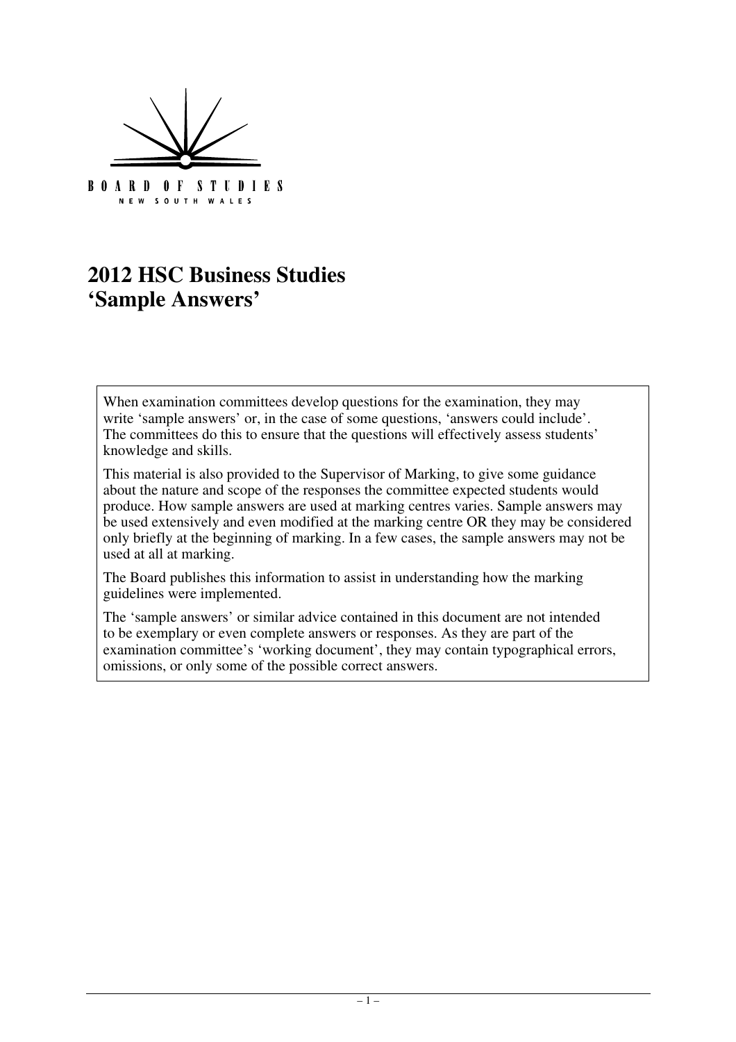BOARD OF STUDIES
NEW SOUTH WALES

# 2012 HSC Business Studies 'Sample Answers'

When examination committees develop questions for the examination, they may write 'sample answers' or, in the case of some questions, 'answers could include'. The committees do this to ensure that the questions will effectively assess students' knowledge and skills.

This material is also provided to the Supervisor of Marking, to give some guidance about the nature and scope of the responses the committee expected students would produce. How sample answers are used at marking centres varies. Sample answers may be used extensively and even modified at the marking centre OR they may be considered only briefly at the beginning of marking. In a few cases, the sample answers may not be used at all at marking.

The Board publishes this information to assist in understanding how the marking guidelines were implemented.

The 'sample answers' or similar advice contained in this document are not intended to be exemplary or even complete answers or responses. As they are part of the examination committee's 'working document', they may contain typographical errors, omissions, or only some of the possible correct answers.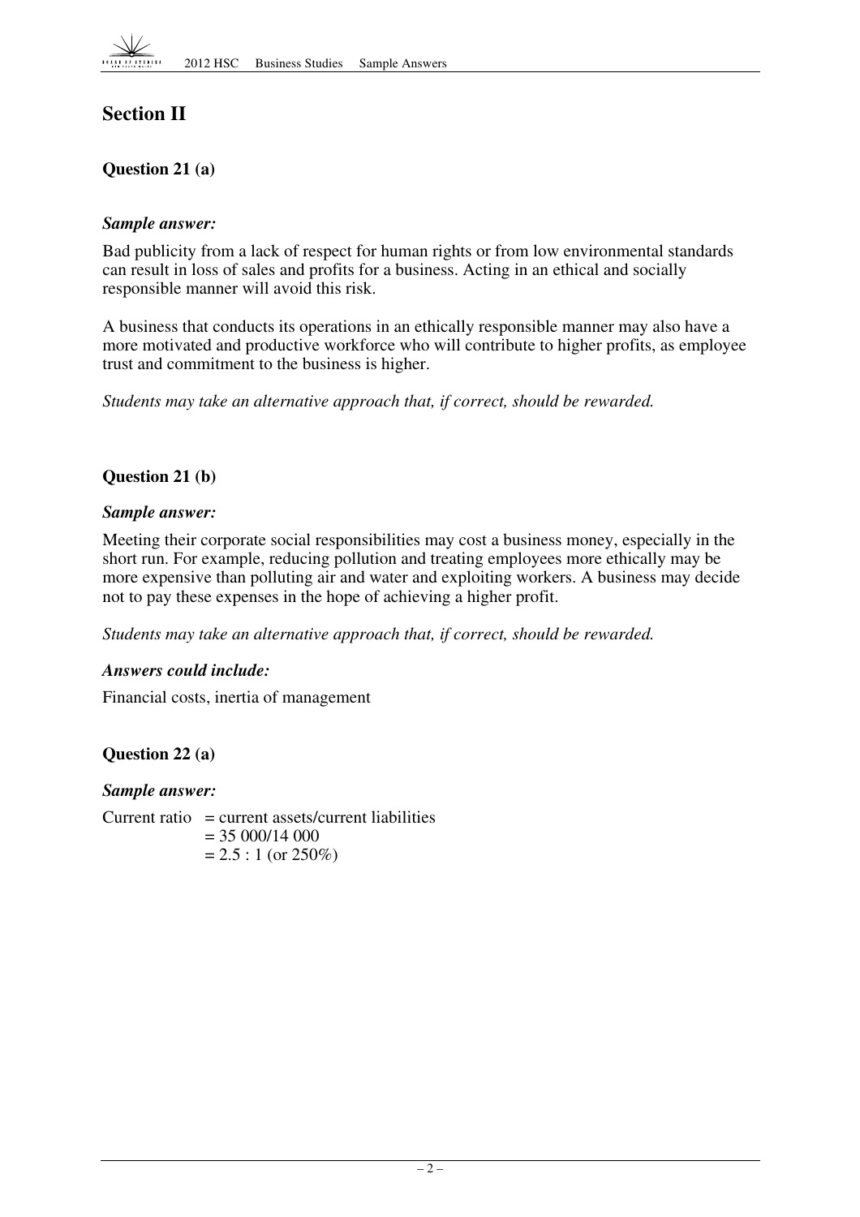## Section II

### Question 21 (a)

***Sample answer:***

Bad publicity from a lack of respect for human rights or from low environmental standards can result in loss of sales and profits for a business. Acting in an ethical and socially responsible manner will avoid this risk.

A business that conducts its operations in an ethically responsible manner may also have a more motivated and productive workforce who will contribute to higher profits, as employee trust and commitment to the business is higher.

*Students may take an alternative approach that, if correct, should be rewarded.*

### Question 21 (b)

***Sample answer:***

Meeting their corporate social responsibilities may cost a business money, especially in the short run. For example, reducing pollution and treating employees more ethically may be more expensive than polluting air and water and exploiting workers. A business may decide not to pay these expenses in the hope of achieving a higher profit.

*Students may take an alternative approach that, if correct, should be rewarded.*

***Answers could include:***

Financial costs, inertia of management

### Question 22 (a)

***Sample answer:***

Current ratio = current assets/current liabilities
= 35 000/14 000
= 2.5 : 1 (or 250%)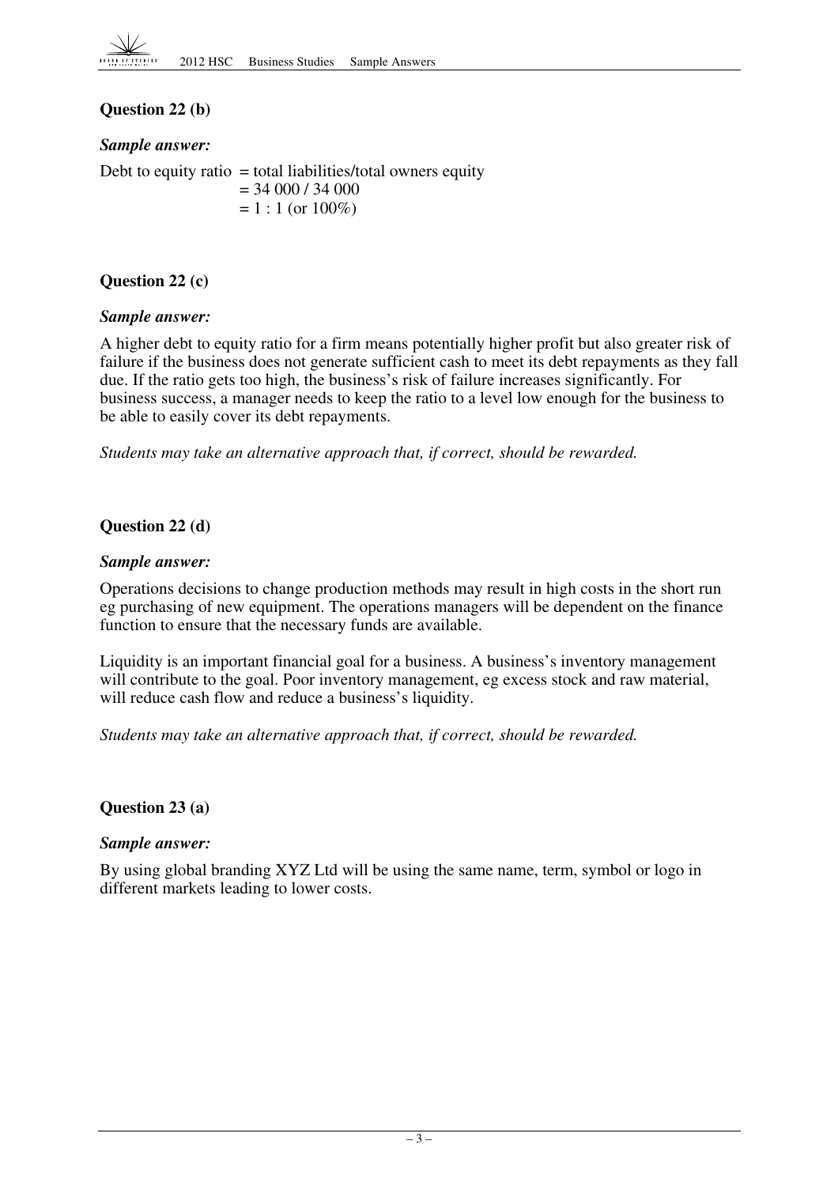### Question 22 (b)

***Sample answer:***

Debt to equity ratio = total liabilities/total owners equity
= 34 000 / 34 000
= 1 : 1 (or 100%)

### Question 22 (c)

***Sample answer:***

A higher debt to equity ratio for a firm means potentially higher profit but also greater risk of failure if the business does not generate sufficient cash to meet its debt repayments as they fall due. If the ratio gets too high, the business's risk of failure increases significantly. For business success, a manager needs to keep the ratio to a level low enough for the business to be able to easily cover its debt repayments.

*Students may take an alternative approach that, if correct, should be rewarded.*

### Question 22 (d)

***Sample answer:***

Operations decisions to change production methods may result in high costs in the short run eg purchasing of new equipment. The operations managers will be dependent on the finance function to ensure that the necessary funds are available.

Liquidity is an important financial goal for a business. A business's inventory management will contribute to the goal. Poor inventory management, eg excess stock and raw material, will reduce cash flow and reduce a business's liquidity.

*Students may take an alternative approach that, if correct, should be rewarded.*

### Question 23 (a)

***Sample answer:***

By using global branding XYZ Ltd will be using the same name, term, symbol or logo in different markets leading to lower costs.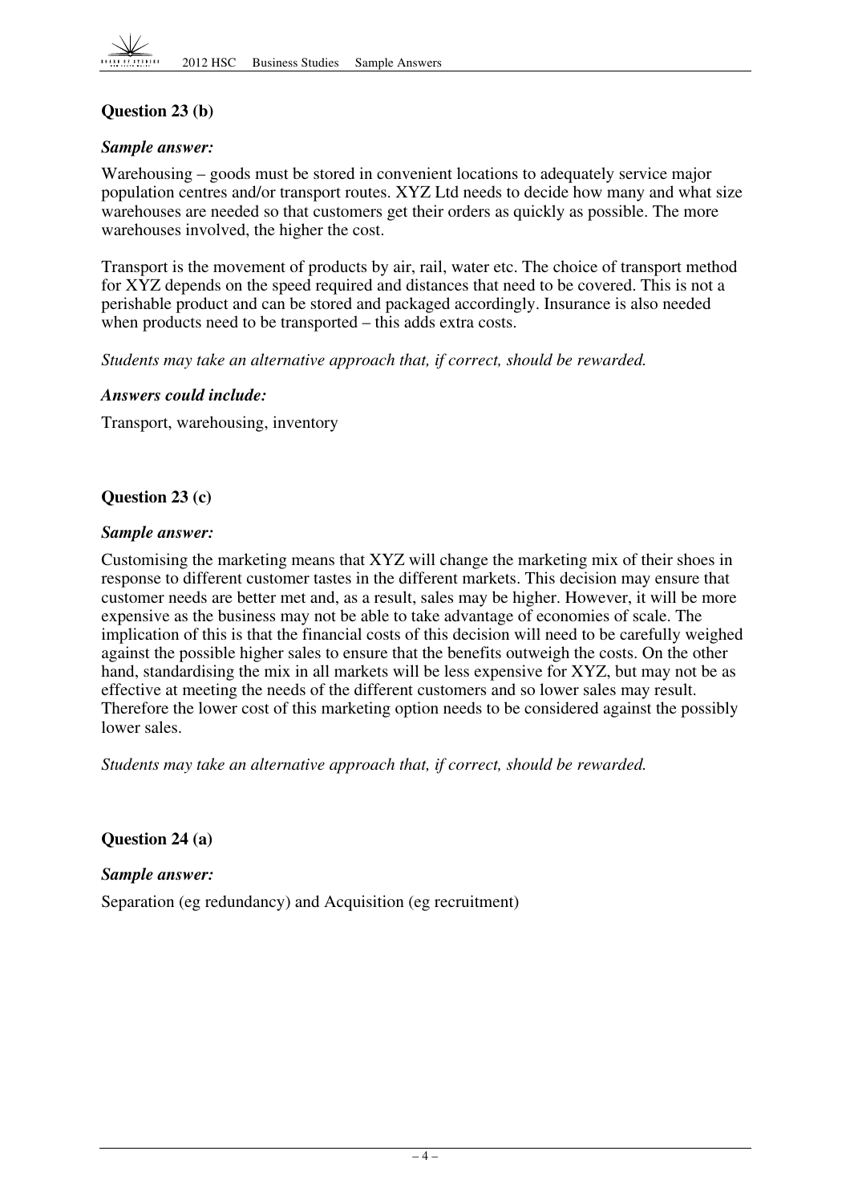### Question 23 (b)

***Sample answer:***

Warehousing – goods must be stored in convenient locations to adequately service major population centres and/or transport routes. XYZ Ltd needs to decide how many and what size warehouses are needed so that customers get their orders as quickly as possible. The more warehouses involved, the higher the cost.

Transport is the movement of products by air, rail, water etc. The choice of transport method for XYZ depends on the speed required and distances that need to be covered. This is not a perishable product and can be stored and packaged accordingly. Insurance is also needed when products need to be transported – this adds extra costs.

*Students may take an alternative approach that, if correct, should be rewarded.*

***Answers could include:***

Transport, warehousing, inventory

### Question 23 (c)

***Sample answer:***

Customising the marketing means that XYZ will change the marketing mix of their shoes in response to different customer tastes in the different markets. This decision may ensure that customer needs are better met and, as a result, sales may be higher. However, it will be more expensive as the business may not be able to take advantage of economies of scale. The implication of this is that the financial costs of this decision will need to be carefully weighed against the possible higher sales to ensure that the benefits outweigh the costs. On the other hand, standardising the mix in all markets will be less expensive for XYZ, but may not be as effective at meeting the needs of the different customers and so lower sales may result. Therefore the lower cost of this marketing option needs to be considered against the possibly lower sales.

*Students may take an alternative approach that, if correct, should be rewarded.*

### Question 24 (a)

***Sample answer:***

Separation (eg redundancy) and Acquisition (eg recruitment)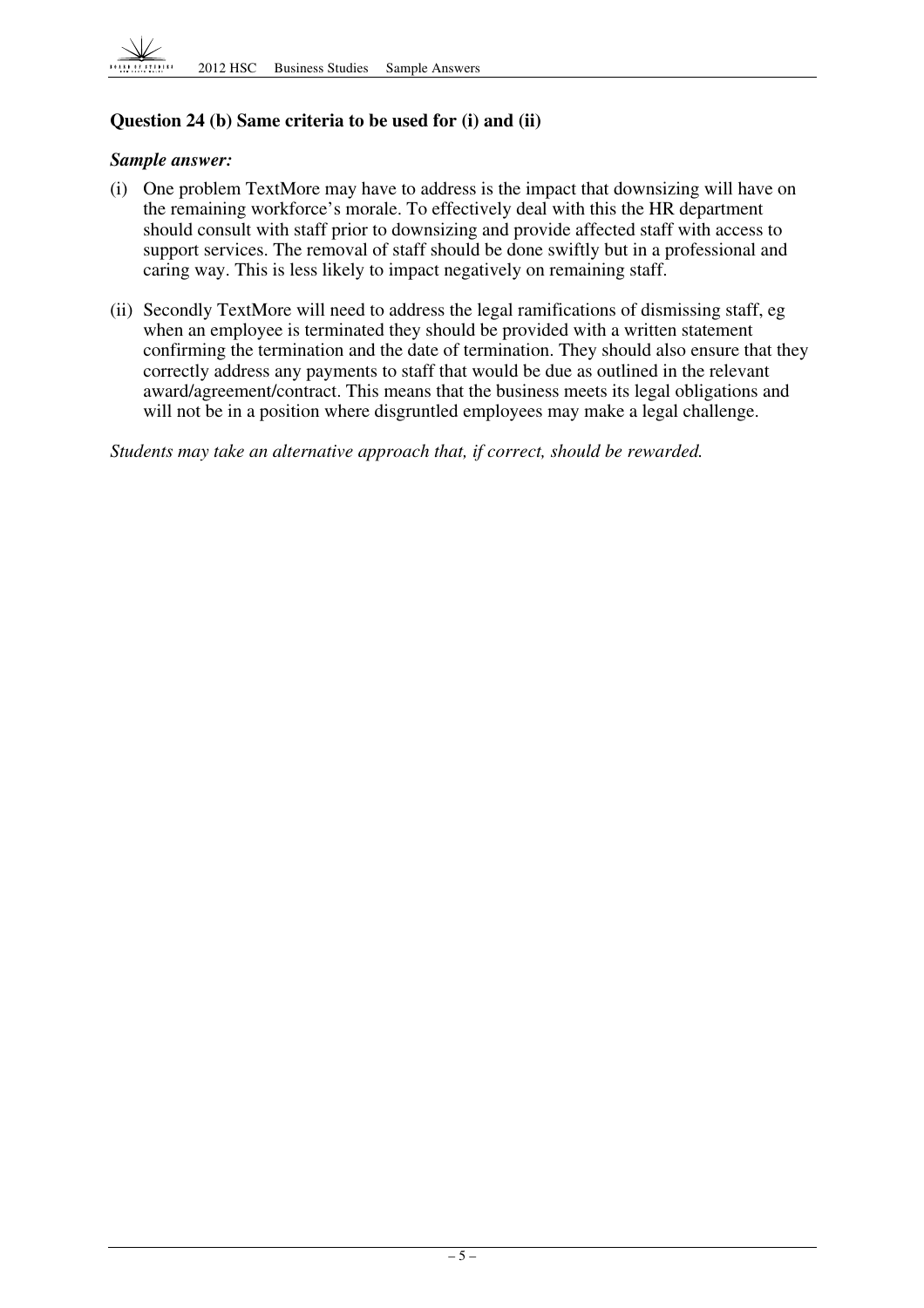**Question 24 (b) Same criteria to be used for (i) and (ii)**

***Sample answer:***

(i) One problem TextMore may have to address is the impact that downsizing will have on the remaining workforce's morale. To effectively deal with this the HR department should consult with staff prior to downsizing and provide affected staff with access to support services. The removal of staff should be done swiftly but in a professional and caring way. This is less likely to impact negatively on remaining staff.

(ii) Secondly TextMore will need to address the legal ramifications of dismissing staff, eg when an employee is terminated they should be provided with a written statement confirming the termination and the date of termination. They should also ensure that they correctly address any payments to staff that would be due as outlined in the relevant award/agreement/contract. This means that the business meets its legal obligations and will not be in a position where disgruntled employees may make a legal challenge.

*Students may take an alternative approach that, if correct, should be rewarded.*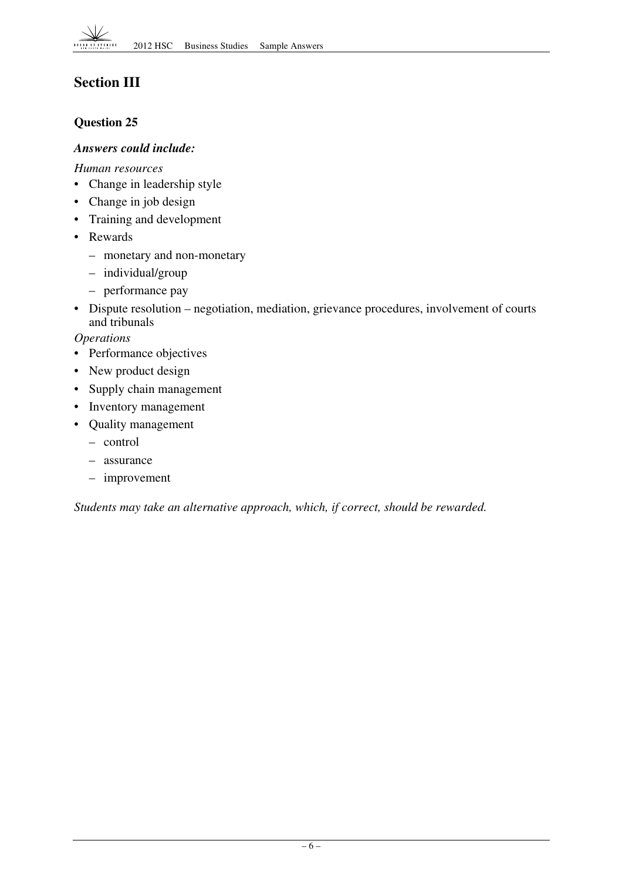## Section III

### Question 25

***Answers could include:***

*Human resources*

- Change in leadership style
- Change in job design
- Training and development
- Rewards
  - monetary and non-monetary
  - individual/group
  - performance pay
- Dispute resolution – negotiation, mediation, grievance procedures, involvement of courts and tribunals

*Operations*

- Performance objectives
- New product design
- Supply chain management
- Inventory management
- Quality management
  - control
  - assurance
  - improvement

*Students may take an alternative approach, which, if correct, should be rewarded.*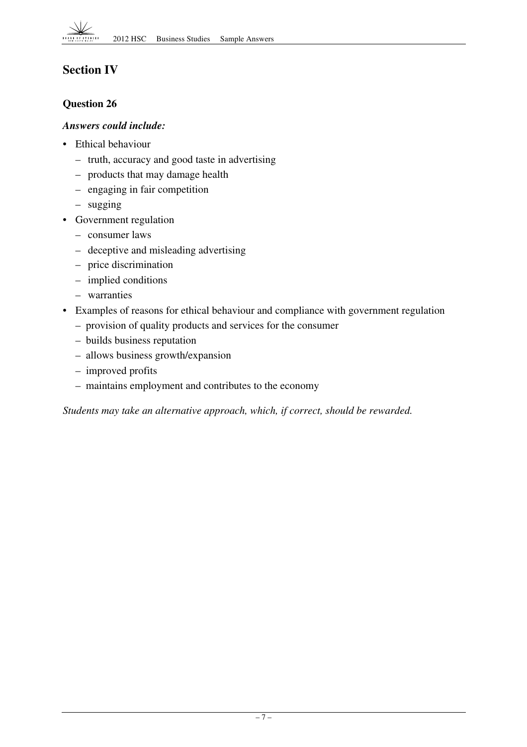## Section IV

### Question 26

***Answers could include:***

- Ethical behaviour
  - truth, accuracy and good taste in advertising
  - products that may damage health
  - engaging in fair competition
  - sugging
- Government regulation
  - consumer laws
  - deceptive and misleading advertising
  - price discrimination
  - implied conditions
  - warranties
- Examples of reasons for ethical behaviour and compliance with government regulation
  - provision of quality products and services for the consumer
  - builds business reputation
  - allows business growth/expansion
  - improved profits
  - maintains employment and contributes to the economy

*Students may take an alternative approach, which, if correct, should be rewarded.*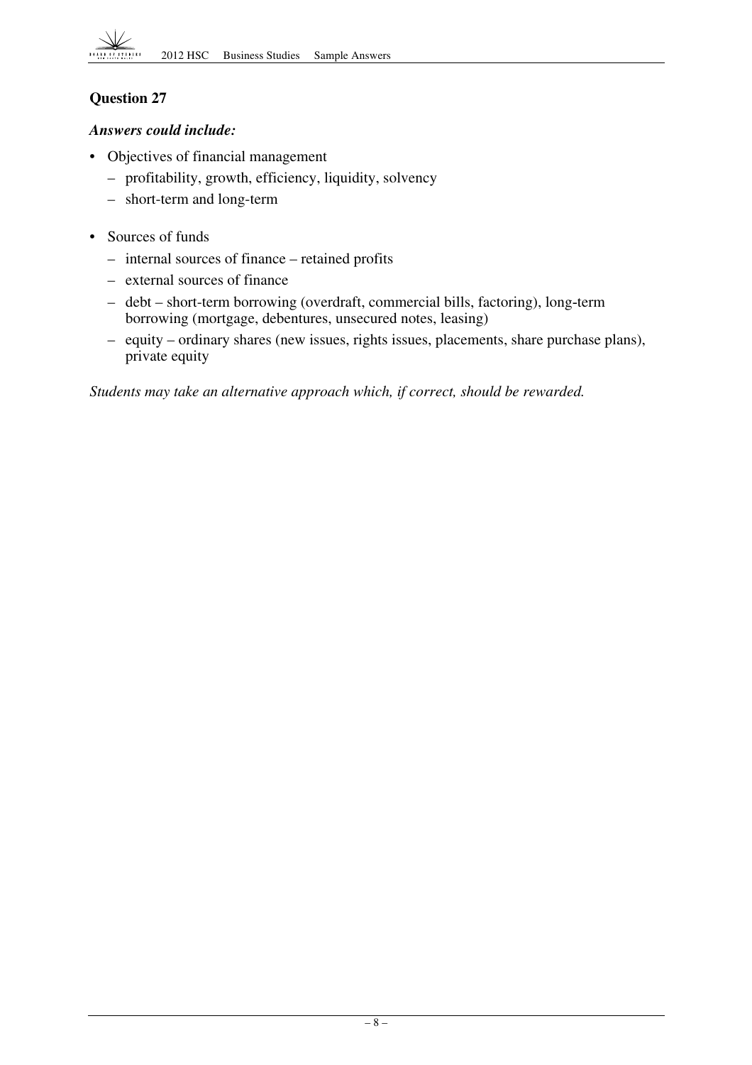## Question 27

***Answers could include:***

- Objectives of financial management
  - profitability, growth, efficiency, liquidity, solvency
  - short-term and long-term
- Sources of funds
  - internal sources of finance – retained profits
  - external sources of finance
  - debt – short-term borrowing (overdraft, commercial bills, factoring), long-term borrowing (mortgage, debentures, unsecured notes, leasing)
  - equity – ordinary shares (new issues, rights issues, placements, share purchase plans), private equity

*Students may take an alternative approach which, if correct, should be rewarded.*